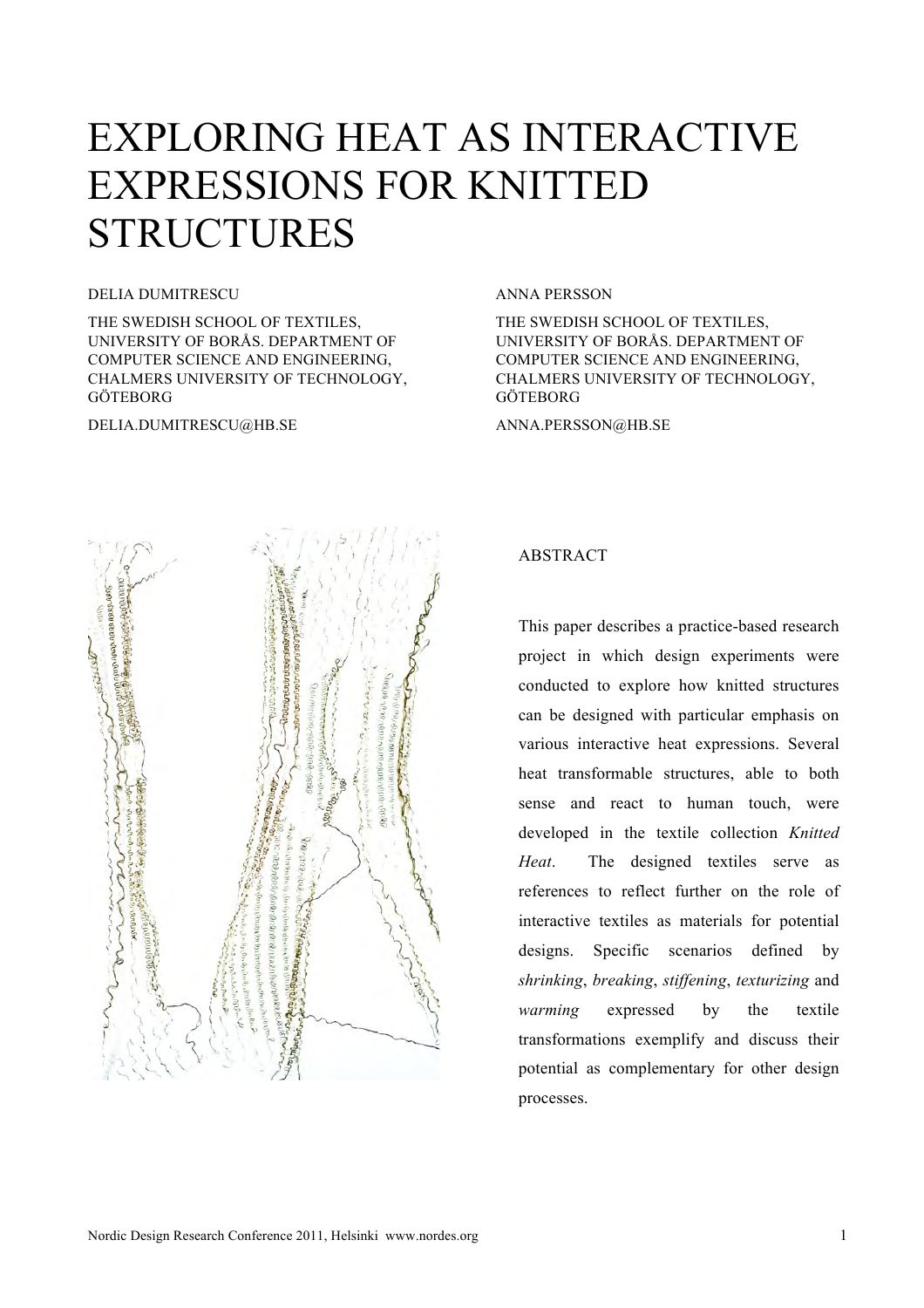# EXPLORING HEAT AS INTERACTIVE EXPRESSIONS FOR KNITTED STRUCTURES

DELIA DUMITRESCU

THE SWEDISH SCHOOL OF TEXTILES, UNIVERSITY OF BORÅS. DEPARTMENT OF COMPUTER SCIENCE AND ENGINEERING, CHALMERS UNIVERSITY OF TECHNOLOGY, GÖTEBORG

DELIA.DUMITRESCU@HB.SE

ANNA PERSSON

THE SWEDISH SCHOOL OF TEXTILES, UNIVERSITY OF BORÅS. DEPARTMENT OF COMPUTER SCIENCE AND ENGINEERING, CHALMERS UNIVERSITY OF TECHNOLOGY, GÖTEBORG

ANNA.PERSSON@HB.SE

## ABSTRACT

This paper describes a practice-based research project in which design experiments were conducted to explore how knitted structures can be designed with particular emphasis on various interactive heat expressions. Several heat transformable structures, able to both sense and react to human touch, were developed in the textile collection *Knitted Heat*. The designed textiles serve as references to reflect further on the role of interactive textiles as materials for potential designs. Specific scenarios defined by *shrinking*, *breaking*, *stiffening*, *texturizing* and *warming* expressed by the textile transformations exemplify and discuss their potential as complementary for other design processes.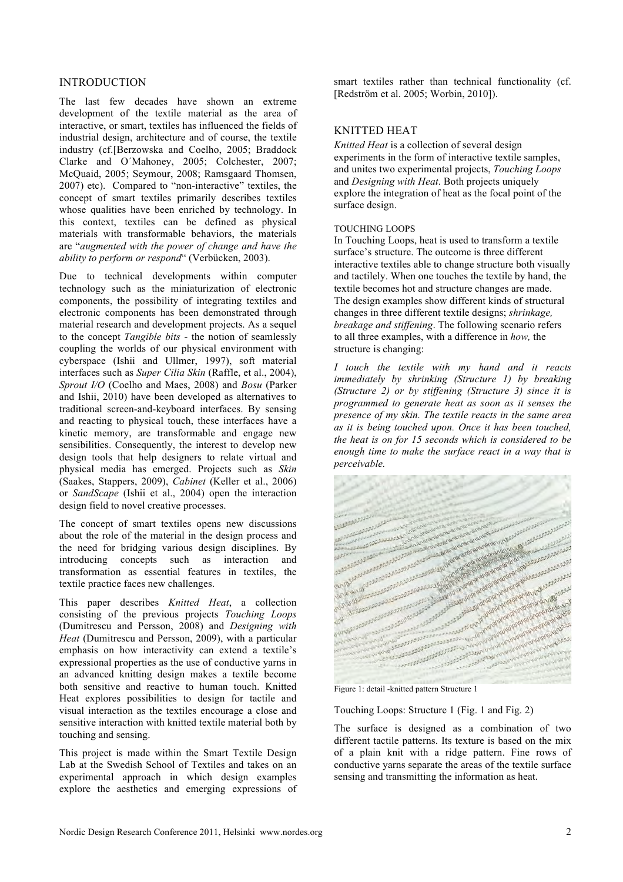## INTRODUCTION

The last few decades have shown an extreme development of the textile material as the area of interactive, or smart, textiles has influenced the fields of industrial design, architecture and of course, the textile industry (cf.[Berzowska and Coelho, 2005; Braddock Clarke and O´Mahoney, 2005; Colchester, 2007; McQuaid, 2005; Seymour, 2008; Ramsgaard Thomsen, 2007) etc). Compared to "non-interactive" textiles, the concept of smart textiles primarily describes textiles whose qualities have been enriched by technology. In this context, textiles can be defined as physical materials with transformable behaviors, the materials are "*augmented with the power of change and have the ability to perform or respond*" (Verbücken, 2003).

Due to technical developments within computer technology such as the miniaturization of electronic components, the possibility of integrating textiles and electronic components has been demonstrated through material research and development projects. As a sequel to the concept *Tangible bits* - the notion of seamlessly coupling the worlds of our physical environment with cyberspace (Ishii and Ullmer, 1997), soft material interfaces such as *Super Cilia Skin* (Raffle, et al., 2004), *Sprout I/O* (Coelho and Maes, 2008) and *Bosu* (Parker and Ishii, 2010) have been developed as alternatives to traditional screen-and-keyboard interfaces. By sensing and reacting to physical touch, these interfaces have a kinetic memory, are transformable and engage new sensibilities. Consequently, the interest to develop new design tools that help designers to relate virtual and physical media has emerged. Projects such as *Skin* (Saakes, Stappers, 2009), *Cabinet* (Keller et al., 2006) or *SandScape* (Ishii et al., 2004) open the interaction design field to novel creative processes.

The concept of smart textiles opens new discussions about the role of the material in the design process and the need for bridging various design disciplines. By introducing concepts such as interaction and transformation as essential features in textiles, the textile practice faces new challenges.

This paper describes *Knitted Heat*, a collection consisting of the previous projects *Touching Loops* (Dumitrescu and Persson, 2008) and *Designing with Heat* (Dumitrescu and Persson, 2009), with a particular emphasis on how interactivity can extend a textile's expressional properties as the use of conductive yarns in an advanced knitting design makes a textile become both sensitive and reactive to human touch. Knitted Heat explores possibilities to design for tactile and visual interaction as the textiles encourage a close and sensitive interaction with knitted textile material both by touching and sensing.

This project is made within the Smart Textile Design Lab at the Swedish School of Textiles and takes on an experimental approach in which design examples explore the aesthetics and emerging expressions of smart textiles rather than technical functionality (cf. [Redström et al. 2005; Worbin, 2010]).

## KNITTED HEAT

*Knitted Heat* is a collection of several design experiments in the form of interactive textile samples, and unites two experimental projects, *Touching Loops* and *Designing with Heat*. Both projects uniquely explore the integration of heat as the focal point of the surface design.

### TOUCHING LOOPS

In Touching Loops, heat is used to transform a textile surface's structure. The outcome is three different interactive textiles able to change structure both visually and tactilely. When one touches the textile by hand, the textile becomes hot and structure changes are made. The design examples show different kinds of structural changes in three different textile designs; *shrinkage, breakage and stiffening*. The following scenario refers to all three examples, with a difference in *how,* the structure is changing:

*I touch the textile with my hand and it reacts immediately by shrinking (Structure 1) by breaking (Structure 2) or by stiffening (Structure 3) since it is programmed to generate heat as soon as it senses the presence of my skin. The textile reacts in the same area as it is being touched upon. Once it has been touched, the heat is on for 15 seconds which is considered to be enough time to make the surface react in a way that is perceivable.*

Figure 1: detail -knitted pattern Structure 1

Touching Loops: Structure 1 (Fig. 1 and Fig. 2)

The surface is designed as a combination of two different tactile patterns. Its texture is based on the mix of a plain knit with a ridge pattern. Fine rows of conductive yarns separate the areas of the textile surface sensing and transmitting the information as heat.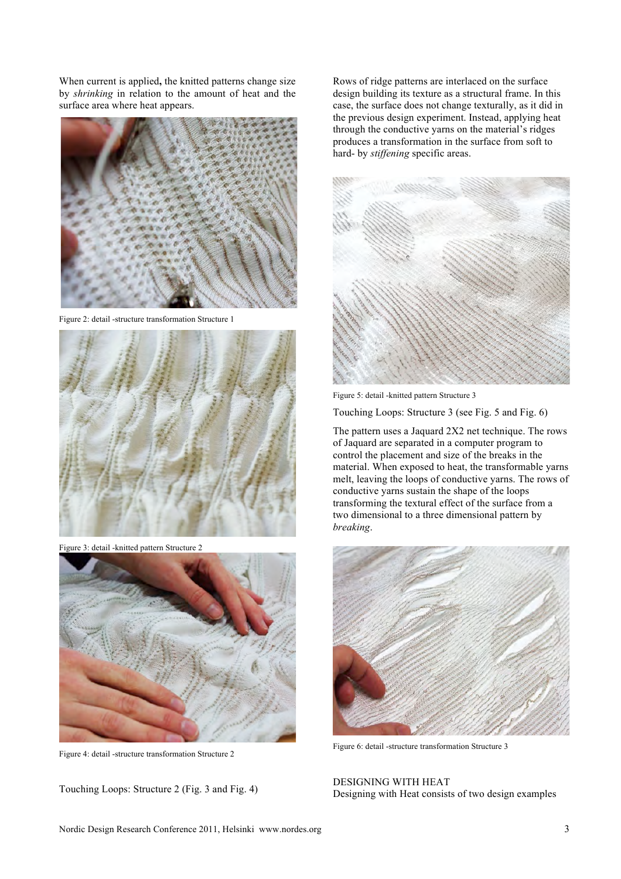When current is applied**,** the knitted patterns change size by *shrinking* in relation to the amount of heat and the surface area where heat appears.

Figure 2: detail -structure transformation Structure 1

Figure 3: detail -knitted pattern Structure 2

Figure 4: detail -structure transformation Structure 2

Touching Loops: Structure 2 (Fig. 3 and Fig. 4)

Rows of ridge patterns are interlaced on the surface design building its texture as a structural frame. In this case, the surface does not change texturally, as it did in the previous design experiment. Instead, applying heat through the conductive yarns on the material's ridges produces a transformation in the surface from soft to hard- by *stiffening* specific areas.

Figure 5: detail -knitted pattern Structure 3

Touching Loops: Structure 3 (see Fig. 5 and Fig. 6)

The pattern uses a Jaquard 2X2 net technique. The rows of Jaquard are separated in a computer program to control the placement and size of the breaks in the material. When exposed to heat, the transformable yarns melt, leaving the loops of conductive yarns. The rows of conductive yarns sustain the shape of the loops transforming the textural effect of the surface from a two dimensional to a three dimensional pattern by *breaking*.

Figure 6: detail -structure transformation Structure 3

## DESIGNING WITH HEAT

Designing with Heat consists of two design examples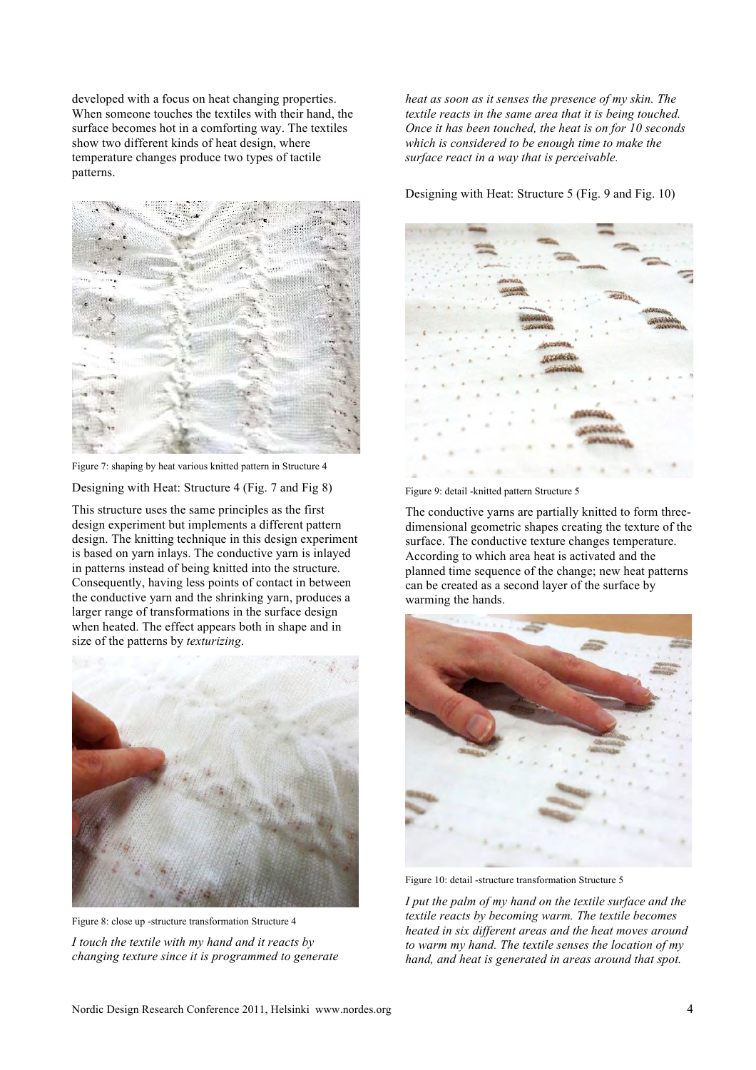developed with a focus on heat changing properties. When someone touches the textiles with their hand, the surface becomes hot in a comforting way. The textiles show two different kinds of heat design, where temperature changes produce two types of tactile patterns.

Figure 7: shaping by heat various knitted pattern in Structure 4

Designing with Heat: Structure 4 (Fig. 7 and Fig 8)

This structure uses the same principles as the first design experiment but implements a different pattern design. The knitting technique in this design experiment is based on yarn inlays. The conductive yarn is inlayed in patterns instead of being knitted into the structure. Consequently, having less points of contact in between the conductive yarn and the shrinking yarn, produces a larger range of transformations in the surface design when heated. The effect appears both in shape and in size of the patterns by *texturizing*.

Figure 8: close up -structure transformation Structure 4

*I touch the textile with my hand and it reacts by changing texture since it is programmed to generate heat as soon as it senses the presence of my skin. The textile reacts in the same area that it is being touched. Once it has been touched, the heat is on for 10 seconds which is considered to be enough time to make the surface react in a way that is perceivable.*

Designing with Heat: Structure 5 (Fig. 9 and Fig. 10)

Figure 9: detail -knitted pattern Structure 5

The conductive yarns are partially knitted to form three-dimensional geometric shapes creating the texture of the surface. The conductive texture changes temperature. According to which area heat is activated and the planned time sequence of the change; new heat patterns can be created as a second layer of the surface by warming the hands.

Figure 10: detail -structure transformation Structure 5

*I put the palm of my hand on the textile surface and the textile reacts by becoming warm. The textile becomes heated in six different areas and the heat moves around to warm my hand. The textile senses the location of my hand, and heat is generated in areas around that spot.*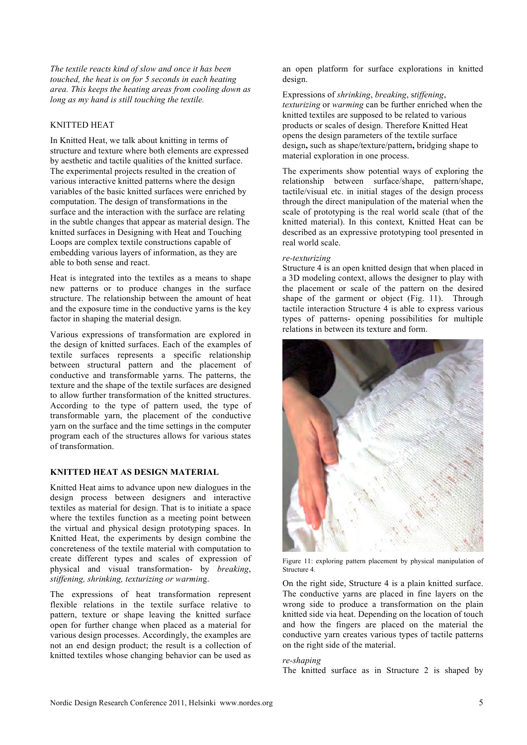*The textile reacts kind of slow and once it has been touched, the heat is on for 5 seconds in each heating area. This keeps the heating areas from cooling down as long as my hand is still touching the textile.*

KNITTED HEAT

In Knitted Heat, we talk about knitting in terms of structure and texture where both elements are expressed by aesthetic and tactile qualities of the knitted surface. The experimental projects resulted in the creation of various interactive knitted patterns where the design variables of the basic knitted surfaces were enriched by computation. The design of transformations in the surface and the interaction with the surface are relating in the subtle changes that appear as material design. The knitted surfaces in Designing with Heat and Touching Loops are complex textile constructions capable of embedding various layers of information, as they are able to both sense and react.

Heat is integrated into the textiles as a means to shape new patterns or to produce changes in the surface structure. The relationship between the amount of heat and the exposure time in the conductive yarns is the key factor in shaping the material design.

Various expressions of transformation are explored in the design of knitted surfaces. Each of the examples of textile surfaces represents a specific relationship between structural pattern and the placement of conductive and transformable yarns. The patterns, the texture and the shape of the textile surfaces are designed to allow further transformation of the knitted structures. According to the type of pattern used, the type of transformable yarn, the placement of the conductive yarn on the surface and the time settings in the computer program each of the structures allows for various states of transformation.

## KNITTED HEAT AS DESIGN MATERIAL

Knitted Heat aims to advance upon new dialogues in the design process between designers and interactive textiles as material for design. That is to initiate a space where the textiles function as a meeting point between the virtual and physical design prototyping spaces. In Knitted Heat, the experiments by design combine the concreteness of the textile material with computation to create different types and scales of expression of physical and visual transformation- by *breaking*, *stiffening, shrinking, texturizing or warmin*g.

The expressions of heat transformation represent flexible relations in the textile surface relative to pattern, texture or shape leaving the knitted surface open for further change when placed as a material for various design processes. Accordingly, the examples are not an end design product; the result is a collection of knitted textiles whose changing behavior can be used as an open platform for surface explorations in knitted design.

Expressions of *shrinking*, *breaking*, s*tiffening*, *texturizing* or *warming* can be further enriched when the knitted textiles are supposed to be related to various products or scales of design. Therefore Knitted Heat opens the design parameters of the textile surface design**,** such as shape/texture/pattern**,** bridging shape to material exploration in one process.

The experiments show potential ways of exploring the relationship between surface/shape, pattern/shape, tactile/visual etc. in initial stages of the design process through the direct manipulation of the material when the scale of prototyping is the real world scale (that of the knitted material). In this context, Knitted Heat can be described as an expressive prototyping tool presented in real world scale.

*re-texturizing*

Structure 4 is an open knitted design that when placed in a 3D modeling context, allows the designer to play with the placement or scale of the pattern on the desired shape of the garment or object (Fig. 11). Through tactile interaction Structure 4 is able to express various types of patterns- opening possibilities for multiple relations in between its texture and form.

Figure 11: exploring pattern placement by physical manipulation of Structure 4.

On the right side, Structure 4 is a plain knitted surface. The conductive yarns are placed in fine layers on the wrong side to produce a transformation on the plain knitted side via heat. Depending on the location of touch and how the fingers are placed on the material the conductive yarn creates various types of tactile patterns on the right side of the material.

*re-shaping*

The knitted surface as in Structure 2 is shaped by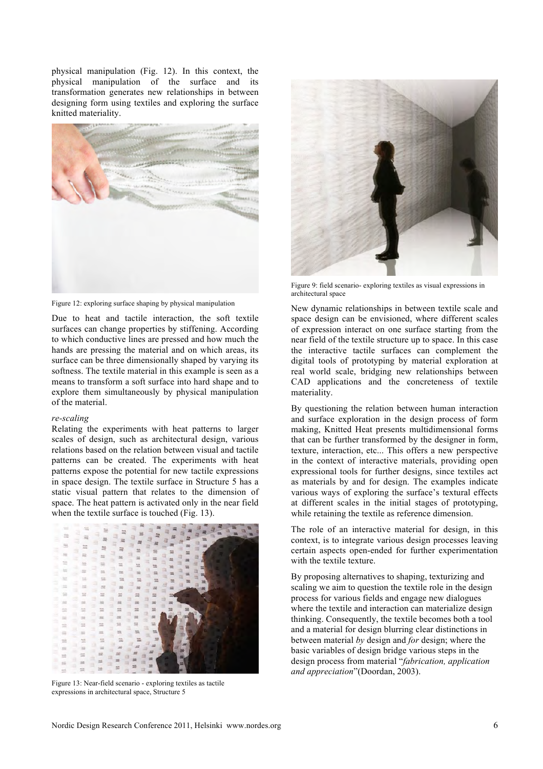physical manipulation (Fig. 12). In this context, the physical manipulation of the surface and its transformation generates new relationships in between designing form using textiles and exploring the surface knitted materiality.

Figure 12: exploring surface shaping by physical manipulation

Due to heat and tactile interaction, the soft textile surfaces can change properties by stiffening. According to which conductive lines are pressed and how much the hands are pressing the material and on which areas, its surface can be three dimensionally shaped by varying its softness. The textile material in this example is seen as a means to transform a soft surface into hard shape and to explore them simultaneously by physical manipulation of the material.

*re-scaling*

Relating the experiments with heat patterns to larger scales of design, such as architectural design, various relations based on the relation between visual and tactile patterns can be created. The experiments with heat patterns expose the potential for new tactile expressions in space design. The textile surface in Structure 5 has a static visual pattern that relates to the dimension of space. The heat pattern is activated only in the near field when the textile surface is touched (Fig. 13).

Figure 13: Near-field scenario - exploring textiles as tactile expressions in architectural space, Structure 5

Figure 9: field scenario- exploring textiles as visual expressions in architectural space

New dynamic relationships in between textile scale and space design can be envisioned, where different scales of expression interact on one surface starting from the near field of the textile structure up to space. In this case the interactive tactile surfaces can complement the digital tools of prototyping by material exploration at real world scale, bridging new relationships between CAD applications and the concreteness of textile materiality.

By questioning the relation between human interaction and surface exploration in the design process of form making, Knitted Heat presents multidimensional forms that can be further transformed by the designer in form, texture, interaction, etc... This offers a new perspective in the context of interactive materials, providing open expressional tools for further designs, since textiles act as materials by and for design. The examples indicate various ways of exploring the surface's textural effects at different scales in the initial stages of prototyping, while retaining the textile as reference dimension.

The role of an interactive material for design, in this context, is to integrate various design processes leaving certain aspects open-ended for further experimentation with the textile texture.

By proposing alternatives to shaping, texturizing and scaling we aim to question the textile role in the design process for various fields and engage new dialogues where the textile and interaction can materialize design thinking. Consequently, the textile becomes both a tool and a material for design blurring clear distinctions in between material *by* design and *for* design; where the basic variables of design bridge various steps in the design process from material "*fabrication, application and appreciation*"(Doordan, 2003).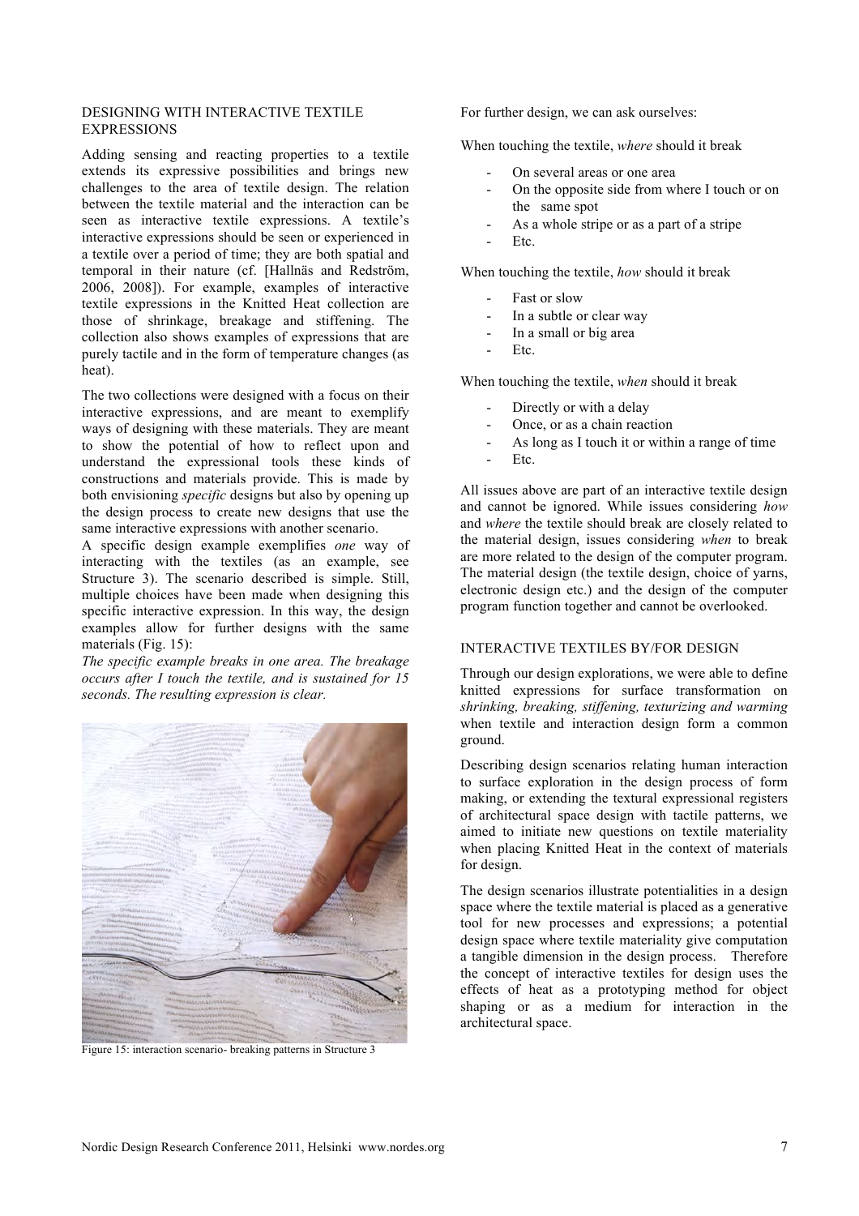## DESIGNING WITH INTERACTIVE TEXTILE EXPRESSIONS

Adding sensing and reacting properties to a textile extends its expressive possibilities and brings new challenges to the area of textile design. The relation between the textile material and the interaction can be seen as interactive textile expressions. A textile's interactive expressions should be seen or experienced in a textile over a period of time; they are both spatial and temporal in their nature (cf. [Hallnäs and Redström, 2006, 2008]). For example, examples of interactive textile expressions in the Knitted Heat collection are those of shrinkage, breakage and stiffening. The collection also shows examples of expressions that are purely tactile and in the form of temperature changes (as heat).

The two collections were designed with a focus on their interactive expressions, and are meant to exemplify ways of designing with these materials. They are meant to show the potential of how to reflect upon and understand the expressional tools these kinds of constructions and materials provide. This is made by both envisioning *specific* designs but also by opening up the design process to create new designs that use the same interactive expressions with another scenario.

A specific design example exemplifies *one* way of interacting with the textiles (as an example, see Structure 3). The scenario described is simple. Still, multiple choices have been made when designing this specific interactive expression. In this way, the design examples allow for further designs with the same materials (Fig. 15):

*The specific example breaks in one area. The breakage occurs after I touch the textile, and is sustained for 15 seconds. The resulting expression is clear.*

Figure 15: interaction scenario- breaking patterns in Structure 3

For further design, we can ask ourselves:

When touching the textile, *where* should it break

- On several areas or one area
- On the opposite side from where I touch or on the same spot
- As a whole stripe or as a part of a stripe
- Etc.

When touching the textile, *how* should it break

- Fast or slow
- In a subtle or clear way
- In a small or big area
- Etc.

When touching the textile, *when* should it break

- Directly or with a delay
- Once, or as a chain reaction
- As long as I touch it or within a range of time
- Etc.

All issues above are part of an interactive textile design and cannot be ignored. While issues considering *how* and *where* the textile should break are closely related to the material design, issues considering *when* to break are more related to the design of the computer program. The material design (the textile design, choice of yarns, electronic design etc.) and the design of the computer program function together and cannot be overlooked.

## INTERACTIVE TEXTILES BY/FOR DESIGN

Through our design explorations, we were able to define knitted expressions for surface transformation on *shrinking, breaking, stiffening, texturizing and warming* when textile and interaction design form a common ground.

Describing design scenarios relating human interaction to surface exploration in the design process of form making, or extending the textural expressional registers of architectural space design with tactile patterns, we aimed to initiate new questions on textile materiality when placing Knitted Heat in the context of materials for design.

The design scenarios illustrate potentialities in a design space where the textile material is placed as a generative tool for new processes and expressions; a potential design space where textile materiality give computation a tangible dimension in the design process. Therefore the concept of interactive textiles for design uses the effects of heat as a prototyping method for object shaping or as a medium for interaction in the architectural space.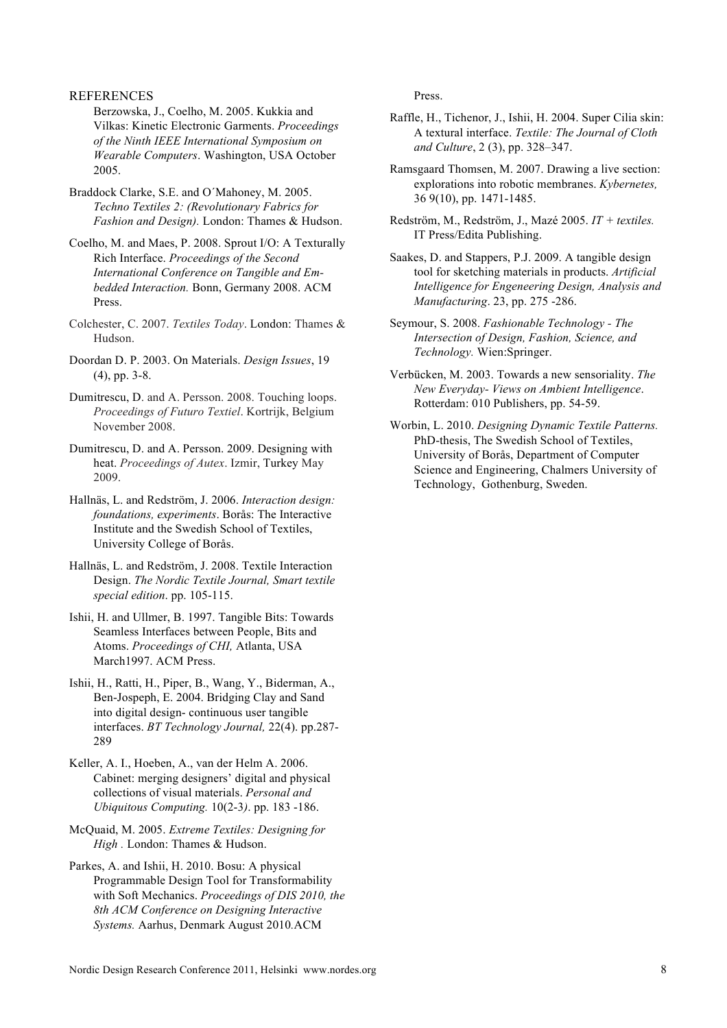## REFERENCES

Berzowska, J., Coelho, M. 2005. Kukkia and Vilkas: Kinetic Electronic Garments. *Proceedings of the Ninth IEEE International Symposium on Wearable Computers*. Washington, USA October 2005.

Braddock Clarke, S.E. and O´Mahoney, M. 2005. *Techno Textiles 2: (Revolutionary Fabrics for Fashion and Design).* London: Thames & Hudson.

Coelho, M. and Maes, P. 2008. Sprout I/O: A Texturally Rich Interface. *Proceedings of the Second International Conference on Tangible and Embedded Interaction.* Bonn, Germany 2008. ACM Press.

Colchester, C. 2007. *Textiles Today*. London: Thames & Hudson.

Doordan D. P. 2003. On Materials. *Design Issues*, 19 (4), pp. 3-8.

Dumitrescu, D. and A. Persson. 2008. Touching loops. *Proceedings of Futuro Textiel*. Kortrijk, Belgium November 2008.

Dumitrescu, D. and A. Persson. 2009. Designing with heat. *Proceedings of Autex*. Izmir, Turkey May 2009.

Hallnäs, L. and Redström, J. 2006. *Interaction design: foundations, experiments*. Borås: The Interactive Institute and the Swedish School of Textiles, University College of Borås.

Hallnäs, L. and Redström, J. 2008. Textile Interaction Design. *The Nordic Textile Journal, Smart textile special edition*. pp. 105-115.

Ishii, H. and Ullmer, B. 1997. Tangible Bits: Towards Seamless Interfaces between People, Bits and Atoms. *Proceedings of CHI,* Atlanta, USA March1997. ACM Press.

Ishii, H., Ratti, H., Piper, B., Wang, Y., Biderman, A., Ben-Jospeph, E. 2004. Bridging Clay and Sand into digital design- continuous user tangible interfaces. *BT Technology Journal,* 22(4). pp.287-289

Keller, A. I., Hoeben, A., van der Helm A. 2006. Cabinet: merging designers' digital and physical collections of visual materials. *Personal and Ubiquitous Computing.* 10(2-3*)*. pp. 183 -186.

McQuaid, M. 2005. *Extreme Textiles: Designing for High .* London: Thames & Hudson.

Parkes, A. and Ishii, H. 2010. Bosu: A physical Programmable Design Tool for Transformability with Soft Mechanics. *Proceedings of DIS 2010, the 8th ACM Conference on Designing Interactive Systems.* Aarhus, Denmark August 2010.ACM Press.

Raffle, H., Tichenor, J., Ishii, H. 2004. Super Cilia skin: A textural interface. *Textile: The Journal of Cloth and Culture*, 2 (3), pp. 328–347.

Ramsgaard Thomsen, M. 2007. Drawing a live section: explorations into robotic membranes. *Kybernetes,* 36 9(10), pp. 1471-1485.

Redström, M., Redström, J., Mazé 2005. *IT + textiles.* IT Press/Edita Publishing.

Saakes, D. and Stappers, P.J. 2009. A tangible design tool for sketching materials in products. *Artificial Intelligence for Engeneering Design, Analysis and Manufacturing*. 23, pp. 275 -286.

Seymour, S. 2008. *Fashionable Technology - The Intersection of Design, Fashion, Science, and Technology.* Wien:Springer.

Verbücken, M. 2003. Towards a new sensoriality. *The New Everyday- Views on Ambient Intelligence*. Rotterdam: 010 Publishers, pp. 54-59.

Worbin, L. 2010. *Designing Dynamic Textile Patterns.* PhD-thesis, The Swedish School of Textiles, University of Borås, Department of Computer Science and Engineering, Chalmers University of Technology, Gothenburg, Sweden.